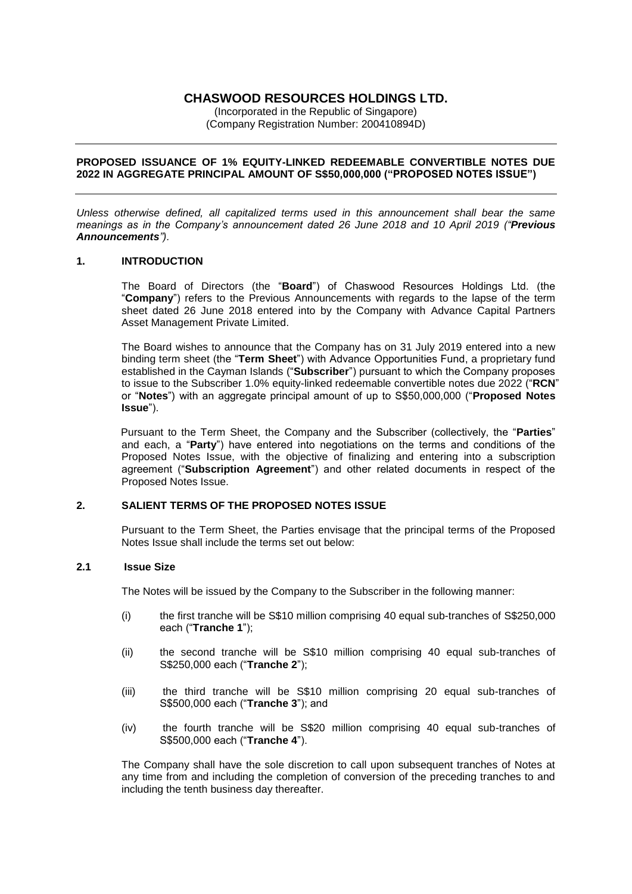# CHASWOOD RESOURCES HOLDINGS LTD.

(Incorporated in the Republic of Singapore)
(Company Registration Number: 200410894D)

---

**PROPOSED ISSUANCE OF 1% EQUITY-LINKED REDEEMABLE CONVERTIBLE NOTES DUE 2022 IN AGGREGATE PRINCIPAL AMOUNT OF S$50,000,000 ("PROPOSED NOTES ISSUE")**

---

*Unless otherwise defined, all capitalized terms used in this announcement shall bear the same meanings as in the Company's announcement dated 26 June 2018 and 10 April 2019 ("**Previous Announcements**").*

## 1. INTRODUCTION

The Board of Directors (the "**Board**") of Chaswood Resources Holdings Ltd. (the "**Company**") refers to the Previous Announcements with regards to the lapse of the term sheet dated 26 June 2018 entered into by the Company with Advance Capital Partners Asset Management Private Limited.

The Board wishes to announce that the Company has on 31 July 2019 entered into a new binding term sheet (the "**Term Sheet**") with Advance Opportunities Fund, a proprietary fund established in the Cayman Islands ("**Subscriber**") pursuant to which the Company proposes to issue to the Subscriber 1.0% equity-linked redeemable convertible notes due 2022 ("**RCN**" or "**Notes**") with an aggregate principal amount of up to S$50,000,000 ("**Proposed Notes Issue**").

Pursuant to the Term Sheet, the Company and the Subscriber (collectively, the "**Parties**" and each, a "**Party**") have entered into negotiations on the terms and conditions of the Proposed Notes Issue, with the objective of finalizing and entering into a subscription agreement ("**Subscription Agreement**") and other related documents in respect of the Proposed Notes Issue.

## 2. SALIENT TERMS OF THE PROPOSED NOTES ISSUE

Pursuant to the Term Sheet, the Parties envisage that the principal terms of the Proposed Notes Issue shall include the terms set out below:

### 2.1 Issue Size

The Notes will be issued by the Company to the Subscriber in the following manner:

(i) the first tranche will be S$10 million comprising 40 equal sub-tranches of S$250,000 each ("**Tranche 1**");

(ii) the second tranche will be S$10 million comprising 40 equal sub-tranches of S$250,000 each ("**Tranche 2**");

(iii) the third tranche will be S$10 million comprising 20 equal sub-tranches of S$500,000 each ("**Tranche 3**"); and

(iv) the fourth tranche will be S$20 million comprising 40 equal sub-tranches of S$500,000 each ("**Tranche 4**").

The Company shall have the sole discretion to call upon subsequent tranches of Notes at any time from and including the completion of conversion of the preceding tranches to and including the tenth business day thereafter.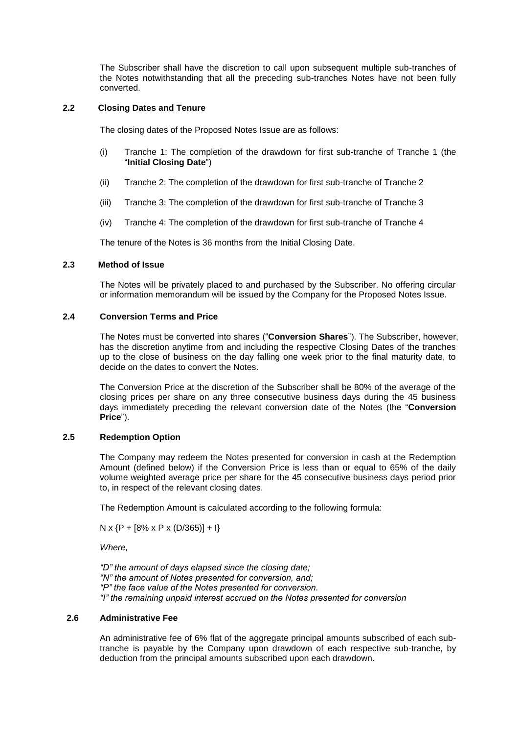The Subscriber shall have the discretion to call upon subsequent multiple sub-tranches of the Notes notwithstanding that all the preceding sub-tranches Notes have not been fully converted.

### 2.2 Closing Dates and Tenure

The closing dates of the Proposed Notes Issue are as follows:

(i) Tranche 1: The completion of the drawdown for first sub-tranche of Tranche 1 (the "**Initial Closing Date**")

(ii) Tranche 2: The completion of the drawdown for first sub-tranche of Tranche 2

(iii) Tranche 3: The completion of the drawdown for first sub-tranche of Tranche 3

(iv) Tranche 4: The completion of the drawdown for first sub-tranche of Tranche 4

The tenure of the Notes is 36 months from the Initial Closing Date.

### 2.3 Method of Issue

The Notes will be privately placed to and purchased by the Subscriber. No offering circular or information memorandum will be issued by the Company for the Proposed Notes Issue.

### 2.4 Conversion Terms and Price

The Notes must be converted into shares ("**Conversion Shares**"). The Subscriber, however, has the discretion anytime from and including the respective Closing Dates of the tranches up to the close of business on the day falling one week prior to the final maturity date, to decide on the dates to convert the Notes.

The Conversion Price at the discretion of the Subscriber shall be 80% of the average of the closing prices per share on any three consecutive business days during the 45 business days immediately preceding the relevant conversion date of the Notes (the "**Conversion Price**").

### 2.5 Redemption Option

The Company may redeem the Notes presented for conversion in cash at the Redemption Amount (defined below) if the Conversion Price is less than or equal to 65% of the daily volume weighted average price per share for the 45 consecutive business days period prior to, in respect of the relevant closing dates.

The Redemption Amount is calculated according to the following formula:

$$N \times \{P + [8\% \times P \times (D/365)] + I\}$$

*Where,*

*"D" the amount of days elapsed since the closing date;*
*"N" the amount of Notes presented for conversion, and;*
*"P" the face value of the Notes presented for conversion.*
*"I" the remaining unpaid interest accrued on the Notes presented for conversion*

### 2.6 Administrative Fee

An administrative fee of 6% flat of the aggregate principal amounts subscribed of each sub-tranche is payable by the Company upon drawdown of each respective sub-tranche, by deduction from the principal amounts subscribed upon each drawdown.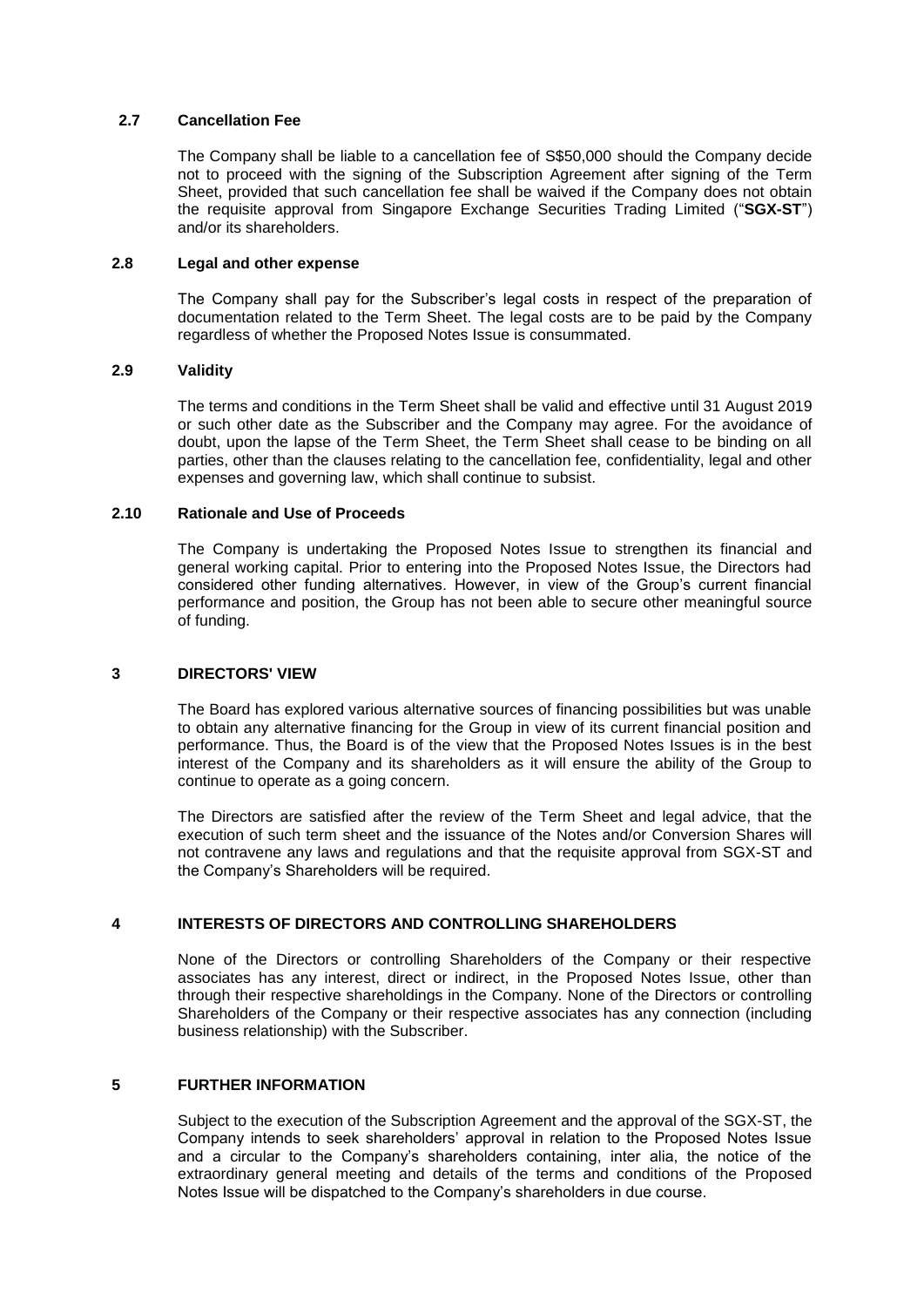### 2.7 Cancellation Fee

The Company shall be liable to a cancellation fee of S$50,000 should the Company decide not to proceed with the signing of the Subscription Agreement after signing of the Term Sheet, provided that such cancellation fee shall be waived if the Company does not obtain the requisite approval from Singapore Exchange Securities Trading Limited ("**SGX-ST**") and/or its shareholders.

### 2.8 Legal and other expense

The Company shall pay for the Subscriber's legal costs in respect of the preparation of documentation related to the Term Sheet. The legal costs are to be paid by the Company regardless of whether the Proposed Notes Issue is consummated.

### 2.9 Validity

The terms and conditions in the Term Sheet shall be valid and effective until 31 August 2019 or such other date as the Subscriber and the Company may agree. For the avoidance of doubt, upon the lapse of the Term Sheet, the Term Sheet shall cease to be binding on all parties, other than the clauses relating to the cancellation fee, confidentiality, legal and other expenses and governing law, which shall continue to subsist.

### 2.10 Rationale and Use of Proceeds

The Company is undertaking the Proposed Notes Issue to strengthen its financial and general working capital. Prior to entering into the Proposed Notes Issue, the Directors had considered other funding alternatives. However, in view of the Group's current financial performance and position, the Group has not been able to secure other meaningful source of funding.

## 3 DIRECTORS' VIEW

The Board has explored various alternative sources of financing possibilities but was unable to obtain any alternative financing for the Group in view of its current financial position and performance. Thus, the Board is of the view that the Proposed Notes Issues is in the best interest of the Company and its shareholders as it will ensure the ability of the Group to continue to operate as a going concern.

The Directors are satisfied after the review of the Term Sheet and legal advice, that the execution of such term sheet and the issuance of the Notes and/or Conversion Shares will not contravene any laws and regulations and that the requisite approval from SGX-ST and the Company's Shareholders will be required.

## 4 INTERESTS OF DIRECTORS AND CONTROLLING SHAREHOLDERS

None of the Directors or controlling Shareholders of the Company or their respective associates has any interest, direct or indirect, in the Proposed Notes Issue, other than through their respective shareholdings in the Company. None of the Directors or controlling Shareholders of the Company or their respective associates has any connection (including business relationship) with the Subscriber.

## 5 FURTHER INFORMATION

Subject to the execution of the Subscription Agreement and the approval of the SGX-ST, the Company intends to seek shareholders' approval in relation to the Proposed Notes Issue and a circular to the Company's shareholders containing, inter alia, the notice of the extraordinary general meeting and details of the terms and conditions of the Proposed Notes Issue will be dispatched to the Company's shareholders in due course.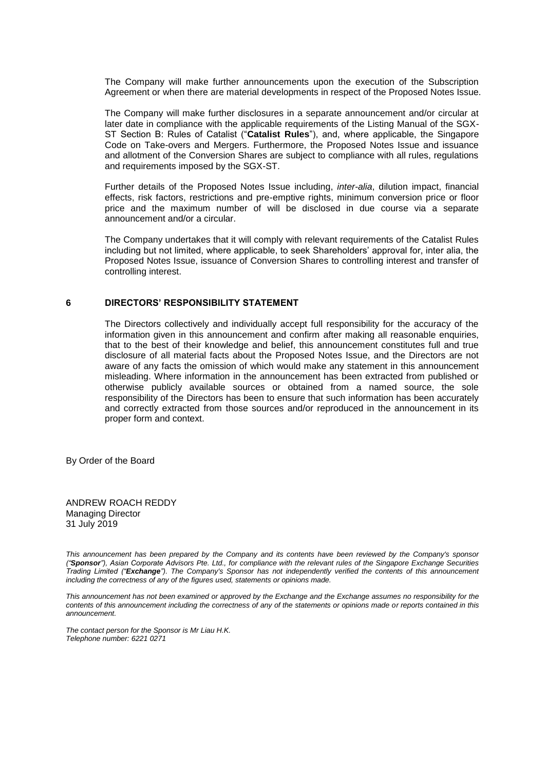The Company will make further announcements upon the execution of the Subscription Agreement or when there are material developments in respect of the Proposed Notes Issue.

The Company will make further disclosures in a separate announcement and/or circular at later date in compliance with the applicable requirements of the Listing Manual of the SGX-ST Section B: Rules of Catalist ("**Catalist Rules**"), and, where applicable, the Singapore Code on Take-overs and Mergers. Furthermore, the Proposed Notes Issue and issuance and allotment of the Conversion Shares are subject to compliance with all rules, regulations and requirements imposed by the SGX-ST.

Further details of the Proposed Notes Issue including, *inter-alia*, dilution impact, financial effects, risk factors, restrictions and pre-emptive rights, minimum conversion price or floor price and the maximum number of will be disclosed in due course via a separate announcement and/or a circular.

The Company undertakes that it will comply with relevant requirements of the Catalist Rules including but not limited, where applicable, to seek Shareholders' approval for, inter alia, the Proposed Notes Issue, issuance of Conversion Shares to controlling interest and transfer of controlling interest.

## 6 DIRECTORS' RESPONSIBILITY STATEMENT

The Directors collectively and individually accept full responsibility for the accuracy of the information given in this announcement and confirm after making all reasonable enquiries, that to the best of their knowledge and belief, this announcement constitutes full and true disclosure of all material facts about the Proposed Notes Issue, and the Directors are not aware of any facts the omission of which would make any statement in this announcement misleading. Where information in the announcement has been extracted from published or otherwise publicly available sources or obtained from a named source, the sole responsibility of the Directors has been to ensure that such information has been accurately and correctly extracted from those sources and/or reproduced in the announcement in its proper form and context.

By Order of the Board

ANDREW ROACH REDDY
Managing Director
31 July 2019

*This announcement has been prepared by the Company and its contents have been reviewed by the Company's sponsor ("**Sponsor**"), Asian Corporate Advisors Pte. Ltd., for compliance with the relevant rules of the Singapore Exchange Securities Trading Limited ("**Exchange**"). The Company's Sponsor has not independently verified the contents of this announcement including the correctness of any of the figures used, statements or opinions made.*

*This announcement has not been examined or approved by the Exchange and the Exchange assumes no responsibility for the contents of this announcement including the correctness of any of the statements or opinions made or reports contained in this announcement.*

*The contact person for the Sponsor is Mr Liau H.K.*
*Telephone number: 6221 0271*